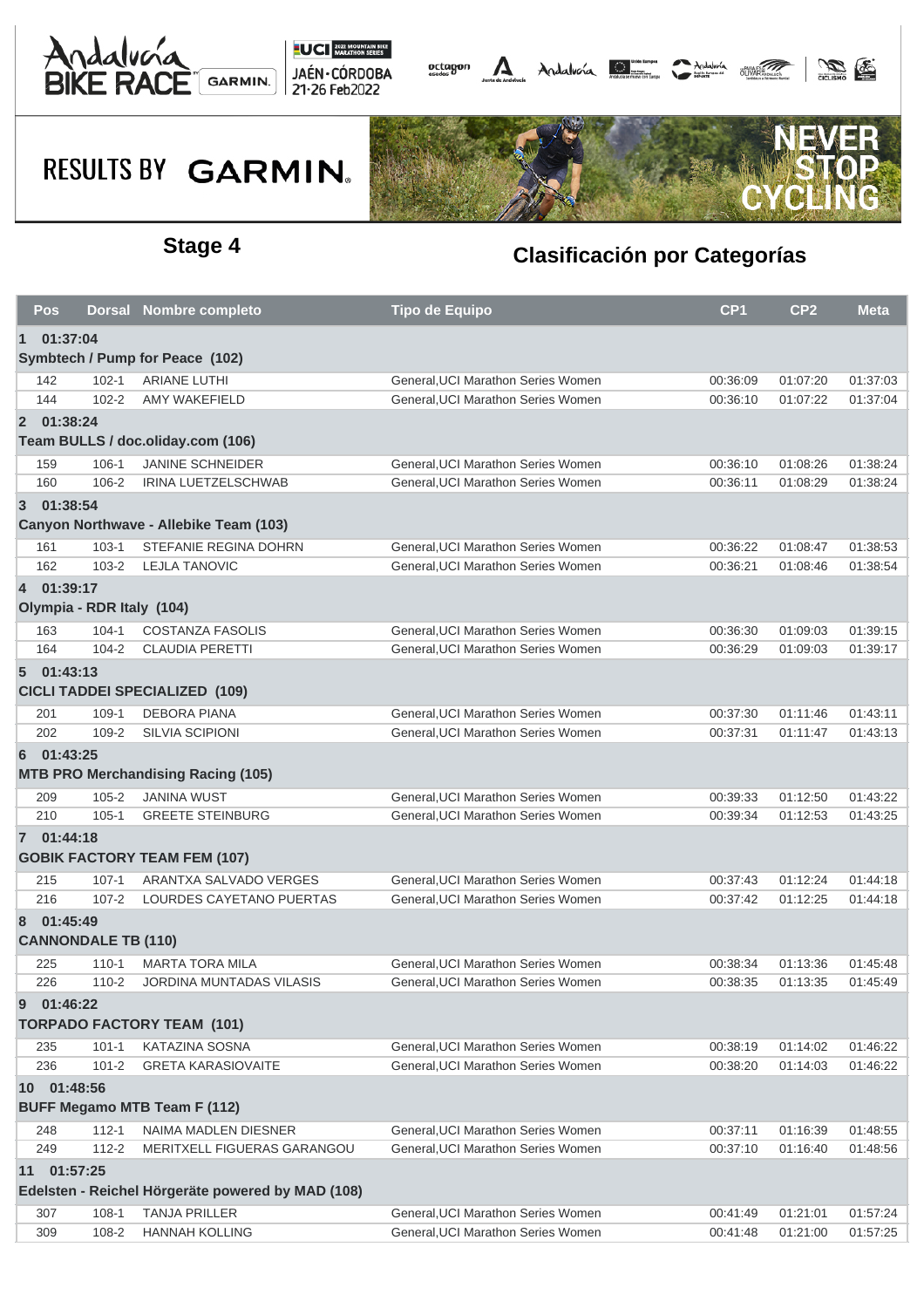# Stage 4

## Clasificación por Categorías

RESULTS BY GARMIN

| Pos | Dorsal | Nombre completo | Tipo de Equipo | CP1 | CP2 | Meta |
|---|---|---|---|---|---|---|
| **1 01:37:04** | | | | | | |
| **Symbtech / Pump for Peace (102)** | | | | | | |
| 142 | 102-1 | ARIANE LUTHI | General,UCI Marathon Series Women | 00:36:09 | 01:07:20 | 01:37:03 |
| 144 | 102-2 | AMY WAKEFIELD | General,UCI Marathon Series Women | 00:36:10 | 01:07:22 | 01:37:04 |
| **2 01:38:24** | | | | | | |
| **Team BULLS / doc.oliday.com (106)** | | | | | | |
| 159 | 106-1 | JANINE SCHNEIDER | General,UCI Marathon Series Women | 00:36:10 | 01:08:26 | 01:38:24 |
| 160 | 106-2 | IRINA LUETZELSCHWAB | General,UCI Marathon Series Women | 00:36:11 | 01:08:29 | 01:38:24 |
| **3 01:38:54** | | | | | | |
| **Canyon Northwave - Allebike Team (103)** | | | | | | |
| 161 | 103-1 | STEFANIE REGINA DOHRN | General,UCI Marathon Series Women | 00:36:22 | 01:08:47 | 01:38:53 |
| 162 | 103-2 | LEJLA TANOVIC | General,UCI Marathon Series Women | 00:36:21 | 01:08:46 | 01:38:54 |
| **4 01:39:17** | | | | | | |
| **Olympia - RDR Italy (104)** | | | | | | |
| 163 | 104-1 | COSTANZA FASOLIS | General,UCI Marathon Series Women | 00:36:30 | 01:09:03 | 01:39:15 |
| 164 | 104-2 | CLAUDIA PERETTI | General,UCI Marathon Series Women | 00:36:29 | 01:09:03 | 01:39:17 |
| **5 01:43:13** | | | | | | |
| **CICLI TADDEI SPECIALIZED (109)** | | | | | | |
| 201 | 109-1 | DEBORA PIANA | General,UCI Marathon Series Women | 00:37:30 | 01:11:46 | 01:43:11 |
| 202 | 109-2 | SILVIA SCIPIONI | General,UCI Marathon Series Women | 00:37:31 | 01:11:47 | 01:43:13 |
| **6 01:43:25** | | | | | | |
| **MTB PRO Merchandising Racing (105)** | | | | | | |
| 209 | 105-2 | JANINA WUST | General,UCI Marathon Series Women | 00:39:33 | 01:12:50 | 01:43:22 |
| 210 | 105-1 | GREETE STEINBURG | General,UCI Marathon Series Women | 00:39:34 | 01:12:53 | 01:43:25 |
| **7 01:44:18** | | | | | | |
| **GOBIK FACTORY TEAM FEM (107)** | | | | | | |
| 215 | 107-1 | ARANTXA SALVADO VERGES | General,UCI Marathon Series Women | 00:37:43 | 01:12:24 | 01:44:18 |
| 216 | 107-2 | LOURDES CAYETANO PUERTAS | General,UCI Marathon Series Women | 00:37:42 | 01:12:25 | 01:44:18 |
| **8 01:45:49** | | | | | | |
| **CANNONDALE TB (110)** | | | | | | |
| 225 | 110-1 | MARTA TORA MILA | General,UCI Marathon Series Women | 00:38:34 | 01:13:36 | 01:45:48 |
| 226 | 110-2 | JORDINA MUNTADAS VILASIS | General,UCI Marathon Series Women | 00:38:35 | 01:13:35 | 01:45:49 |
| **9 01:46:22** | | | | | | |
| **TORPADO FACTORY TEAM (101)** | | | | | | |
| 235 | 101-1 | KATAZINA SOSNA | General,UCI Marathon Series Women | 00:38:19 | 01:14:02 | 01:46:22 |
| 236 | 101-2 | GRETA KARASIOVAITE | General,UCI Marathon Series Women | 00:38:20 | 01:14:03 | 01:46:22 |
| **10 01:48:56** | | | | | | |
| **BUFF Megamo MTB Team F (112)** | | | | | | |
| 248 | 112-1 | NAIMA MADLEN DIESNER | General,UCI Marathon Series Women | 00:37:11 | 01:16:39 | 01:48:55 |
| 249 | 112-2 | MERITXELL FIGUERAS GARANGOU | General,UCI Marathon Series Women | 00:37:10 | 01:16:40 | 01:48:56 |
| **11 01:57:25** | | | | | | |
| **Edelsten - Reichel Hörgeräte powered by MAD (108)** | | | | | | |
| 307 | 108-1 | TANJA PRILLER | General,UCI Marathon Series Women | 00:41:49 | 01:21:01 | 01:57:24 |
| 309 | 108-2 | HANNAH KOLLING | General,UCI Marathon Series Women | 00:41:48 | 01:21:00 | 01:57:25 |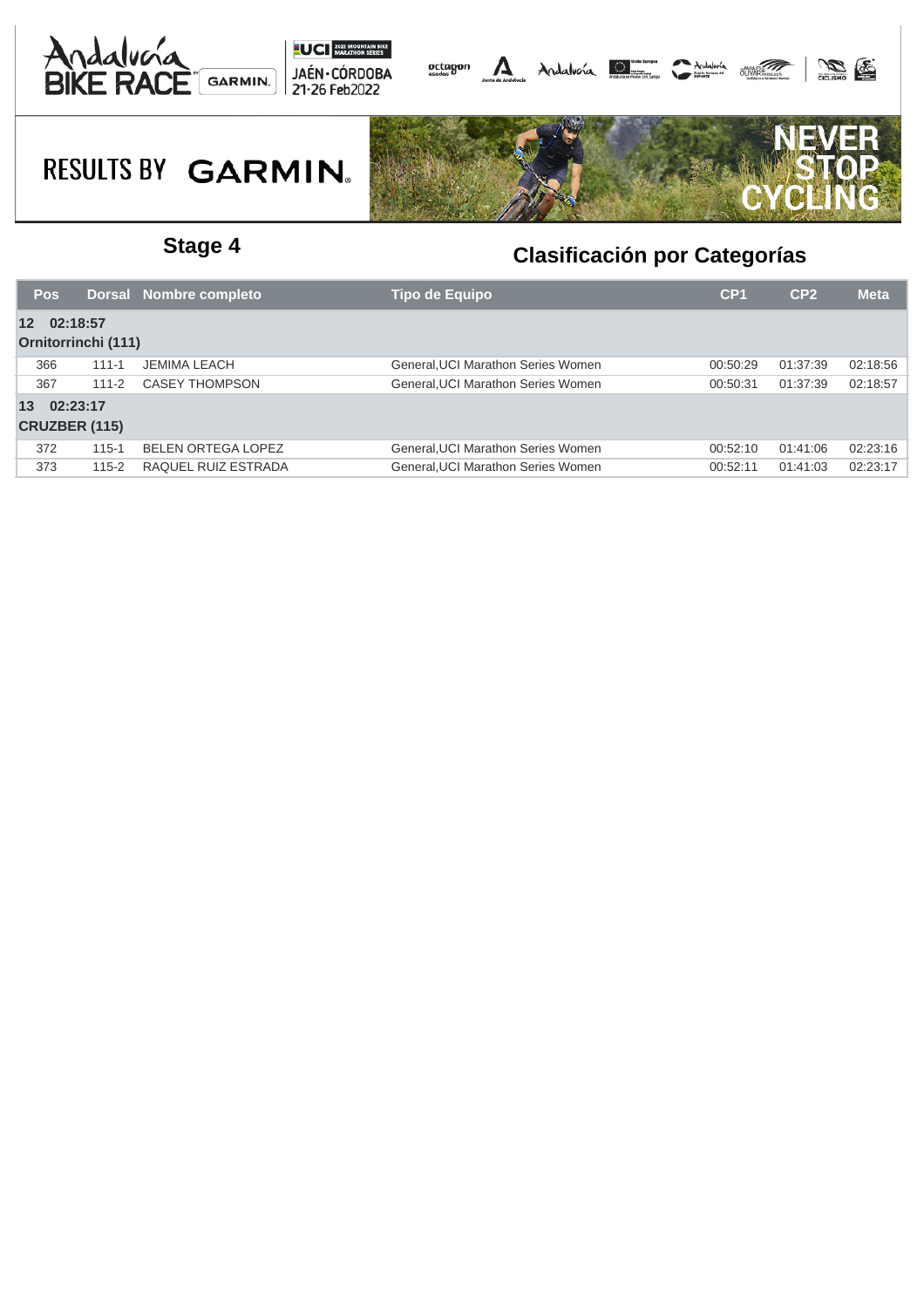## Stage 4

## Clasificación por Categorías

| Pos | Dorsal | Nombre completo | Tipo de Equipo | CP1 | CP2 | Meta |
|---|---|---|---|---|---|---|
| **12 02:18:57 Ornitorrinchi (111)** | | | | | | |
| 366 | 111-1 | JEMIMA LEACH | General,UCI Marathon Series Women | 00:50:29 | 01:37:39 | 02:18:56 |
| 367 | 111-2 | CASEY THOMPSON | General,UCI Marathon Series Women | 00:50:31 | 01:37:39 | 02:18:57 |
| **13 02:23:17 CRUZBER (115)** | | | | | | |
| 372 | 115-1 | BELEN ORTEGA LOPEZ | General,UCI Marathon Series Women | 00:52:10 | 01:41:06 | 02:23:16 |
| 373 | 115-2 | RAQUEL RUIZ ESTRADA | General,UCI Marathon Series Women | 00:52:11 | 01:41:03 | 02:23:17 |